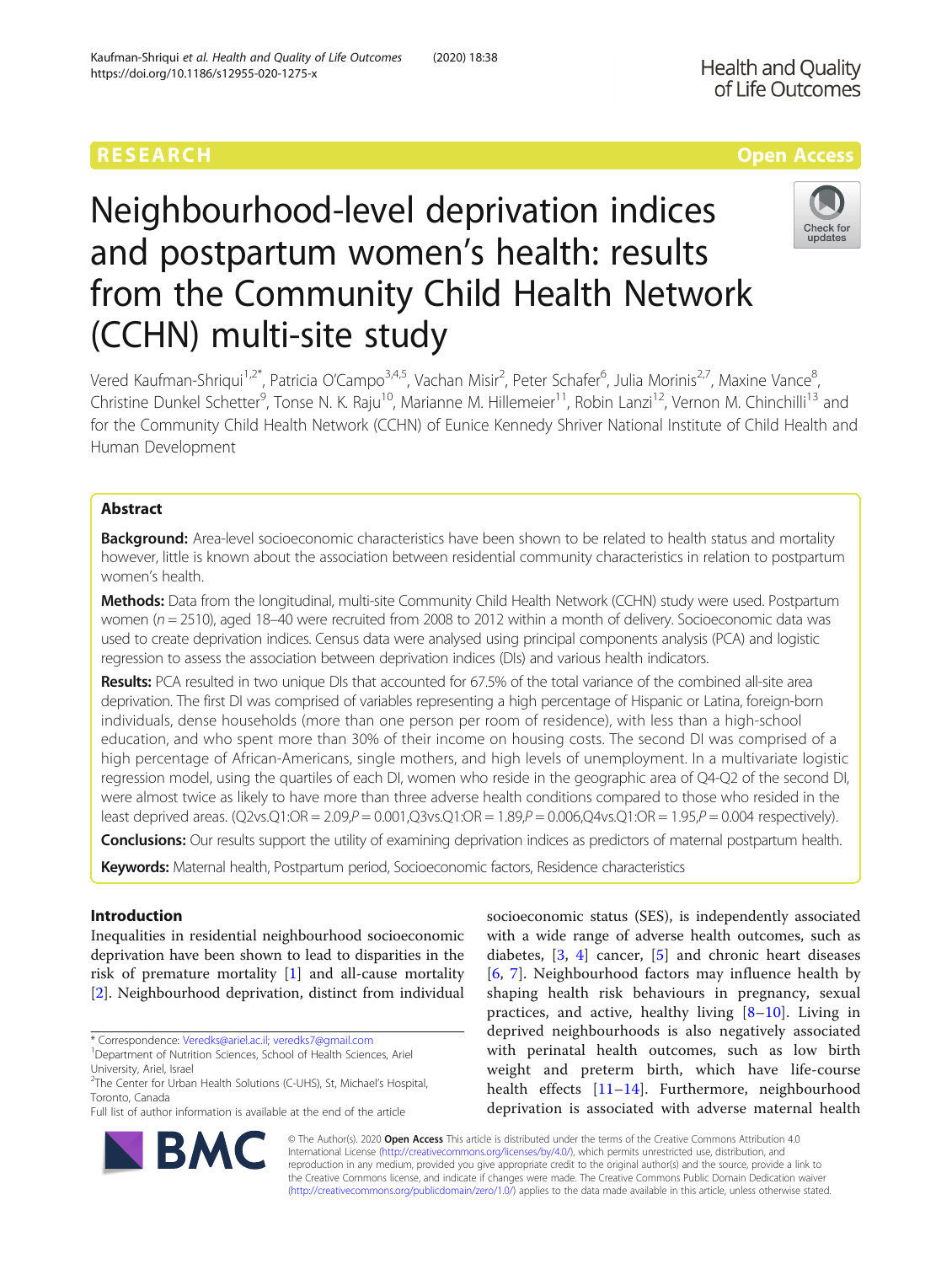RESEARCH

Open Access

# Neighbourhood-level deprivation indices and postpartum women's health: results from the Community Child Health Network (CCHN) multi-site study

Vered Kaufman-Shriqui[1,2*], Patricia O'Campo[3,4,5], Vachan Misir[2], Peter Schafer[6], Julia Morinis[2,7], Maxine Vance[8], Christine Dunkel Schetter[9], Tonse N. K. Raju[10], Marianne M. Hillemeier[11], Robin Lanzi[12], Vernon M. Chinchilli[13] and for the Community Child Health Network (CCHN) of Eunice Kennedy Shriver National Institute of Child Health and Human Development

## Abstract

**Background:** Area-level socioeconomic characteristics have been shown to be related to health status and mortality however, little is known about the association between residential community characteristics in relation to postpartum women's health.

**Methods:** Data from the longitudinal, multi-site Community Child Health Network (CCHN) study were used. Postpartum women ($n = 2510$), aged 18–40 were recruited from 2008 to 2012 within a month of delivery. Socioeconomic data was used to create deprivation indices. Census data were analysed using principal components analysis (PCA) and logistic regression to assess the association between deprivation indices (DIs) and various health indicators.

**Results:** PCA resulted in two unique DIs that accounted for 67.5% of the total variance of the combined all-site area deprivation. The first DI was comprised of variables representing a high percentage of Hispanic or Latina, foreign-born individuals, dense households (more than one person per room of residence), with less than a high-school education, and who spent more than 30% of their income on housing costs. The second DI was comprised of a high percentage of African-Americans, single mothers, and high levels of unemployment. In a multivariate logistic regression model, using the quartiles of each DI, women who reside in the geographic area of Q4-Q2 of the second DI, were almost twice as likely to have more than three adverse health conditions compared to those who resided in the least deprived areas. (Q2vs.Q1:OR = 2.09,P = 0.001,Q3vs.Q1:OR = 1.89,P = 0.006,Q4vs.Q1:OR = 1.95,P = 0.004 respectively).

**Conclusions:** Our results support the utility of examining deprivation indices as predictors of maternal postpartum health.

**Keywords:** Maternal health, Postpartum period, Socioeconomic factors, Residence characteristics

## Introduction

Inequalities in residential neighbourhood socioeconomic deprivation have been shown to lead to disparities in the risk of premature mortality [1] and all-cause mortality [2]. Neighbourhood deprivation, distinct from individual socioeconomic status (SES), is independently associated with a wide range of adverse health outcomes, such as diabetes, [3, 4] cancer, [5] and chronic heart diseases [6, 7]. Neighbourhood factors may influence health by shaping health risk behaviours in pregnancy, sexual practices, and active, healthy living [8–10]. Living in deprived neighbourhoods is also negatively associated with perinatal health outcomes, such as low birth weight and preterm birth, which have life-course health effects [11–14]. Furthermore, neighbourhood deprivation is associated with adverse maternal health

* Correspondence: Veredks@ariel.ac.il; veredks7@gmail.com
[1] Department of Nutrition Sciences, School of Health Sciences, Ariel University, Ariel, Israel
[2] The Center for Urban Health Solutions (C-UHS), St, Michael's Hospital, Toronto, Canada
Full list of author information is available at the end of the article

© The Author(s). 2020 **Open Access** This article is distributed under the terms of the Creative Commons Attribution 4.0 International License (http://creativecommons.org/licenses/by/4.0/), which permits unrestricted use, distribution, and reproduction in any medium, provided you give appropriate credit to the original author(s) and the source, provide a link to the Creative Commons license, and indicate if changes were made. The Creative Commons Public Domain Dedication waiver (http://creativecommons.org/publicdomain/zero/1.0/) applies to the data made available in this article, unless otherwise stated.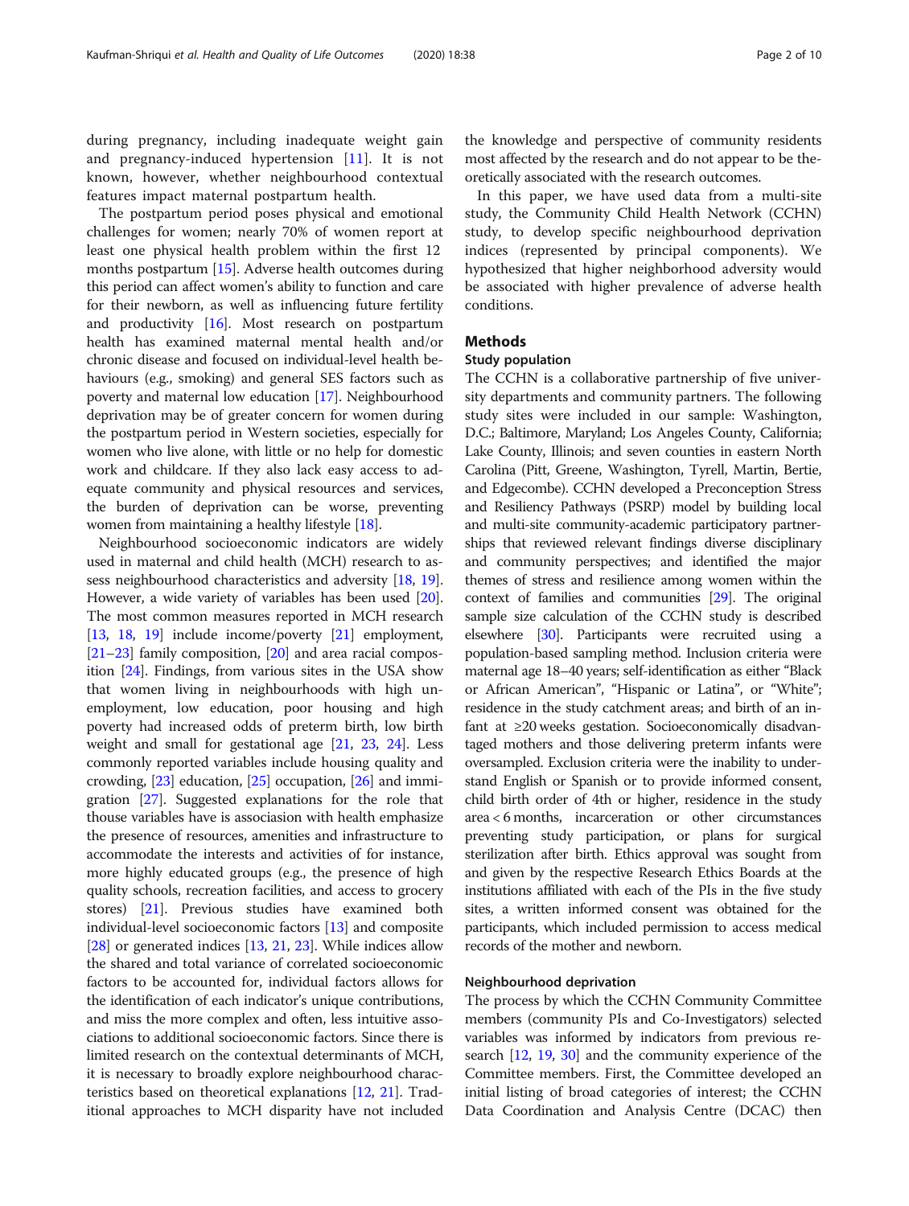during pregnancy, including inadequate weight gain and pregnancy-induced hypertension [11]. It is not known, however, whether neighbourhood contextual features impact maternal postpartum health.

The postpartum period poses physical and emotional challenges for women; nearly 70% of women report at least one physical health problem within the first 12 months postpartum [15]. Adverse health outcomes during this period can affect women's ability to function and care for their newborn, as well as influencing future fertility and productivity [16]. Most research on postpartum health has examined maternal mental health and/or chronic disease and focused on individual-level health behaviours (e.g., smoking) and general SES factors such as poverty and maternal low education [17]. Neighbourhood deprivation may be of greater concern for women during the postpartum period in Western societies, especially for women who live alone, with little or no help for domestic work and childcare. If they also lack easy access to adequate community and physical resources and services, the burden of deprivation can be worse, preventing women from maintaining a healthy lifestyle [18].

Neighbourhood socioeconomic indicators are widely used in maternal and child health (MCH) research to assess neighbourhood characteristics and adversity [18, 19]. However, a wide variety of variables has been used [20]. The most common measures reported in MCH research [13, 18, 19] include income/poverty [21] employment, [21–23] family composition, [20] and area racial composition [24]. Findings, from various sites in the USA show that women living in neighbourhoods with high unemployment, low education, poor housing and high poverty had increased odds of preterm birth, low birth weight and small for gestational age [21, 23, 24]. Less commonly reported variables include housing quality and crowding, [23] education, [25] occupation, [26] and immigration [27]. Suggested explanations for the role that thouse variables have is association with health emphasize the presence of resources, amenities and infrastructure to accommodate the interests and activities of for instance, more highly educated groups (e.g., the presence of high quality schools, recreation facilities, and access to grocery stores) [21]. Previous studies have examined both individual-level socioeconomic factors [13] and composite [28] or generated indices [13, 21, 23]. While indices allow the shared and total variance of correlated socioeconomic factors to be accounted for, individual factors allows for the identification of each indicator's unique contributions, and miss the more complex and often, less intuitive associations to additional socioeconomic factors. Since there is limited research on the contextual determinants of MCH, it is necessary to broadly explore neighbourhood characteristics based on theoretical explanations [12, 21]. Traditional approaches to MCH disparity have not included the knowledge and perspective of community residents most affected by the research and do not appear to be theoretically associated with the research outcomes.

In this paper, we have used data from a multi-site study, the Community Child Health Network (CCHN) study, to develop specific neighbourhood deprivation indices (represented by principal components). We hypothesized that higher neighborhood adversity would be associated with higher prevalence of adverse health conditions.

## Methods

### Study population

The CCHN is a collaborative partnership of five university departments and community partners. The following study sites were included in our sample: Washington, D.C.; Baltimore, Maryland; Los Angeles County, California; Lake County, Illinois; and seven counties in eastern North Carolina (Pitt, Greene, Washington, Tyrell, Martin, Bertie, and Edgecombe). CCHN developed a Preconception Stress and Resiliency Pathways (PSRP) model by building local and multi-site community-academic participatory partnerships that reviewed relevant findings diverse disciplinary and community perspectives; and identified the major themes of stress and resilience among women within the context of families and communities [29]. The original sample size calculation of the CCHN study is described elsewhere [30]. Participants were recruited using a population-based sampling method. Inclusion criteria were maternal age 18–40 years; self-identification as either "Black or African American", "Hispanic or Latina", or "White"; residence in the study catchment areas; and birth of an infant at ≥20 weeks gestation. Socioeconomically disadvantaged mothers and those delivering preterm infants were oversampled. Exclusion criteria were the inability to understand English or Spanish or to provide informed consent, child birth order of 4th or higher, residence in the study area < 6 months, incarceration or other circumstances preventing study participation, or plans for surgical sterilization after birth. Ethics approval was sought from and given by the respective Research Ethics Boards at the institutions affiliated with each of the PIs in the five study sites, a written informed consent was obtained for the participants, which included permission to access medical records of the mother and newborn.

### Neighbourhood deprivation

The process by which the CCHN Community Committee members (community PIs and Co-Investigators) selected variables was informed by indicators from previous research [12, 19, 30] and the community experience of the Committee members. First, the Committee developed an initial listing of broad categories of interest; the CCHN Data Coordination and Analysis Centre (DCAC) then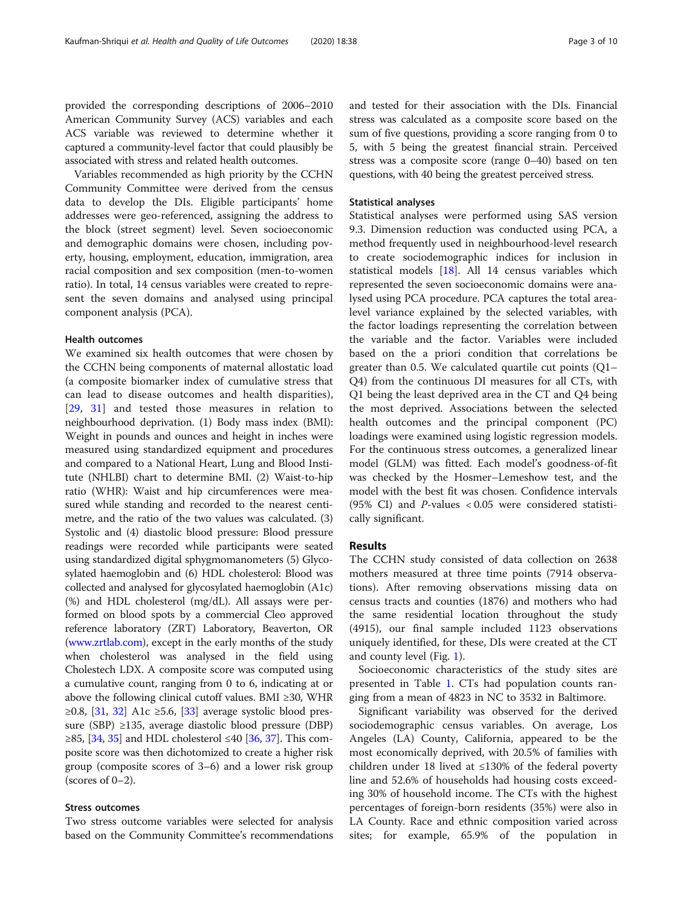provided the corresponding descriptions of 2006–2010 American Community Survey (ACS) variables and each ACS variable was reviewed to determine whether it captured a community-level factor that could plausibly be associated with stress and related health outcomes.

Variables recommended as high priority by the CCHN Community Committee were derived from the census data to develop the DIs. Eligible participants' home addresses were geo-referenced, assigning the address to the block (street segment) level. Seven socioeconomic and demographic domains were chosen, including poverty, housing, employment, education, immigration, area racial composition and sex composition (men-to-women ratio). In total, 14 census variables were created to represent the seven domains and analysed using principal component analysis (PCA).

### Health outcomes

We examined six health outcomes that were chosen by the CCHN being components of maternal allostatic load (a composite biomarker index of cumulative stress that can lead to disease outcomes and health disparities), [29, 31] and tested those measures in relation to neighbourhood deprivation. (1) Body mass index (BMI): Weight in pounds and ounces and height in inches were measured using standardized equipment and procedures and compared to a National Heart, Lung and Blood Institute (NHLBI) chart to determine BMI. (2) Waist-to-hip ratio (WHR): Waist and hip circumferences were measured while standing and recorded to the nearest centimetre, and the ratio of the two values was calculated. (3) Systolic and (4) diastolic blood pressure: Blood pressure readings were recorded while participants were seated using standardized digital sphygmomanometers (5) Glycosylated haemoglobin and (6) HDL cholesterol: Blood was collected and analysed for glycosylated haemoglobin (A1c) (%) and HDL cholesterol (mg/dL). All assays were performed on blood spots by a commercial Cleo approved reference laboratory (ZRT) Laboratory, Beaverton, OR (www.zrtlab.com), except in the early months of the study when cholesterol was analysed in the field using Cholestech LDX. A composite score was computed using a cumulative count, ranging from 0 to 6, indicating at or above the following clinical cutoff values. BMI ≥30, WHR ≥0.8, [31, 32] A1c ≥5.6, [33] average systolic blood pressure (SBP) ≥135, average diastolic blood pressure (DBP) ≥85, [34, 35] and HDL cholesterol ≤40 [36, 37]. This composite score was then dichotomized to create a higher risk group (composite scores of 3–6) and a lower risk group (scores of 0–2).

### Stress outcomes

Two stress outcome variables were selected for analysis based on the Community Committee's recommendations and tested for their association with the DIs. Financial stress was calculated as a composite score based on the sum of five questions, providing a score ranging from 0 to 5, with 5 being the greatest financial strain. Perceived stress was a composite score (range 0–40) based on ten questions, with 40 being the greatest perceived stress.

### Statistical analyses

Statistical analyses were performed using SAS version 9.3. Dimension reduction was conducted using PCA, a method frequently used in neighbourhood-level research to create sociodemographic indices for inclusion in statistical models [18]. All 14 census variables which represented the seven socioeconomic domains were analysed using PCA procedure. PCA captures the total area-level variance explained by the selected variables, with the factor loadings representing the correlation between the variable and the factor. Variables were included based on the a priori condition that correlations be greater than 0.5. We calculated quartile cut points (Q1–Q4) from the continuous DI measures for all CTs, with Q1 being the least deprived area in the CT and Q4 being the most deprived. Associations between the selected health outcomes and the principal component (PC) loadings were examined using logistic regression models. For the continuous stress outcomes, a generalized linear model (GLM) was fitted. Each model's goodness-of-fit was checked by the Hosmer–Lemeshow test, and the model with the best fit was chosen. Confidence intervals (95% CI) and *P*-values $< 0.05$ were considered statistically significant.

## Results

The CCHN study consisted of data collection on 2638 mothers measured at three time points (7914 observations). After removing observations missing data on census tracts and counties (1876) and mothers who had the same residential location throughout the study (4915), our final sample included 1123 observations uniquely identified, for these, DIs were created at the CT and county level (Fig. 1).

Socioeconomic characteristics of the study sites are presented in Table 1. CTs had population counts ranging from a mean of 4823 in NC to 3532 in Baltimore.

Significant variability was observed for the derived sociodemographic census variables. On average, Los Angeles (LA) County, California, appeared to be the most economically deprived, with 20.5% of families with children under 18 lived at ≤130% of the federal poverty line and 52.6% of households had housing costs exceeding 30% of household income. The CTs with the highest percentages of foreign-born residents (35%) were also in LA County. Race and ethnic composition varied across sites; for example, 65.9% of the population in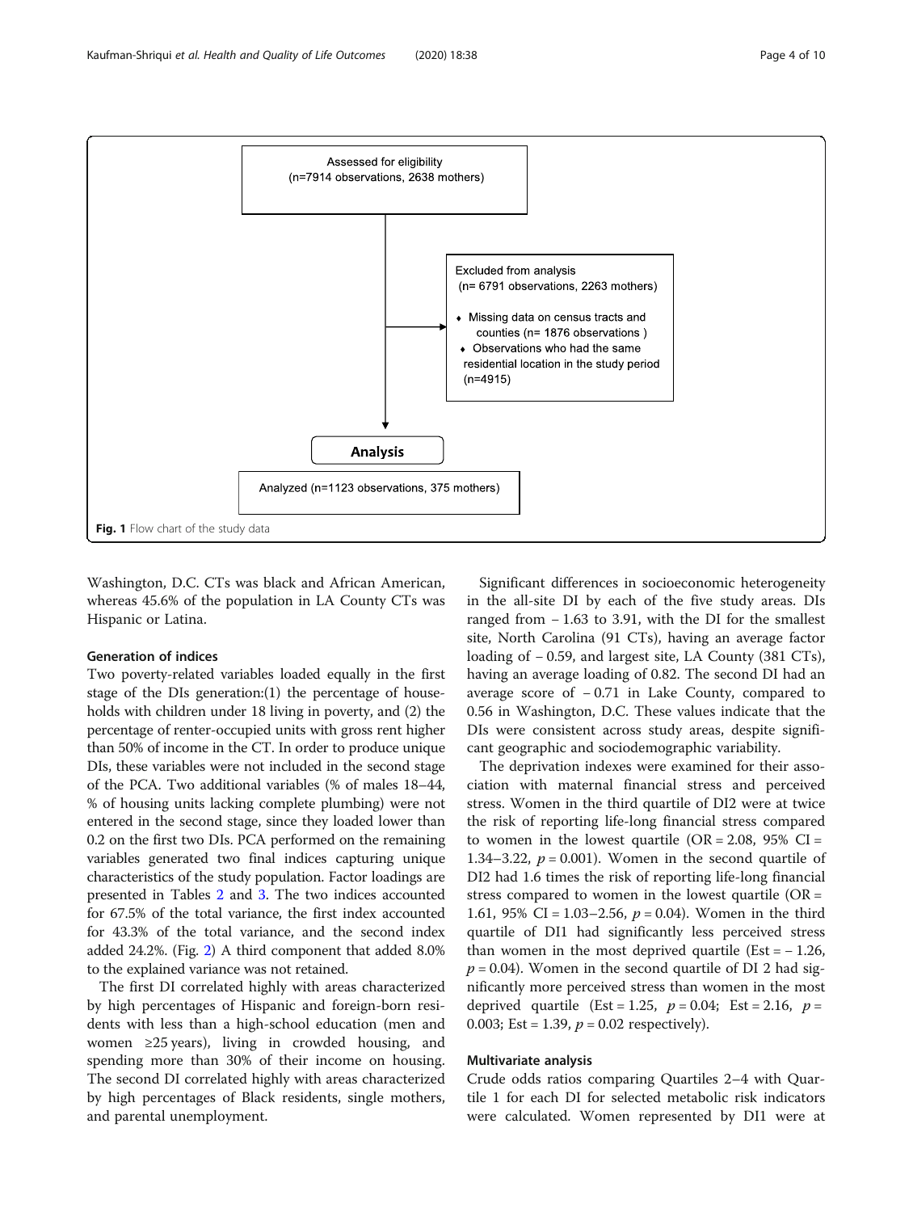Assessed for eligibility
(n=7914 observations, 2638 mothers)

Excluded from analysis
(n= 6791 observations, 2263 mothers)

- Missing data on census tracts and counties (n= 1876 observations )
- Observations who had the same residential location in the study period (n=4915)

**Analysis**

Analyzed (n=1123 observations, 375 mothers)

**Fig. 1** Flow chart of the study data

Washington, D.C. CTs was black and African American, whereas 45.6% of the population in LA County CTs was Hispanic or Latina.

### Generation of indices

Two poverty-related variables loaded equally in the first stage of the DIs generation:(1) the percentage of households with children under 18 living in poverty, and (2) the percentage of renter-occupied units with gross rent higher than 50% of income in the CT. In order to produce unique DIs, these variables were not included in the second stage of the PCA. Two additional variables (% of males 18–44, % of housing units lacking complete plumbing) were not entered in the second stage, since they loaded lower than 0.2 on the first two DIs. PCA performed on the remaining variables generated two final indices capturing unique characteristics of the study population. Factor loadings are presented in Tables 2 and 3. The two indices accounted for 67.5% of the total variance, the first index accounted for 43.3% of the total variance, and the second index added 24.2%. (Fig. 2) A third component that added 8.0% to the explained variance was not retained.

The first DI correlated highly with areas characterized by high percentages of Hispanic and foreign-born residents with less than a high-school education (men and women ≥25 years), living in crowded housing, and spending more than 30% of their income on housing. The second DI correlated highly with areas characterized by high percentages of Black residents, single mothers, and parental unemployment.

Significant differences in socioeconomic heterogeneity in the all-site DI by each of the five study areas. DIs ranged from − 1.63 to 3.91, with the DI for the smallest site, North Carolina (91 CTs), having an average factor loading of − 0.59, and largest site, LA County (381 CTs), having an average loading of 0.82. The second DI had an average score of − 0.71 in Lake County, compared to 0.56 in Washington, D.C. These values indicate that the DIs were consistent across study areas, despite significant geographic and sociodemographic variability.

The deprivation indexes were examined for their association with maternal financial stress and perceived stress. Women in the third quartile of DI2 were at twice the risk of reporting life-long financial stress compared to women in the lowest quartile (OR = 2.08, 95% CI = 1.34–3.22, $p = 0.001$). Women in the second quartile of DI2 had 1.6 times the risk of reporting life-long financial stress compared to women in the lowest quartile (OR = 1.61, 95% CI = 1.03–2.56, $p = 0.04$). Women in the third quartile of DI1 had significantly less perceived stress than women in the most deprived quartile (Est = − 1.26, $p = 0.04$). Women in the second quartile of DI 2 had significantly more perceived stress than women in the most deprived quartile (Est = 1.25, $p = 0.04$; Est = 2.16, $p = 0.003$; Est = 1.39, $p = 0.02$ respectively).

### Multivariate analysis

Crude odds ratios comparing Quartiles 2–4 with Quartile 1 for each DI for selected metabolic risk indicators were calculated. Women represented by DI1 were at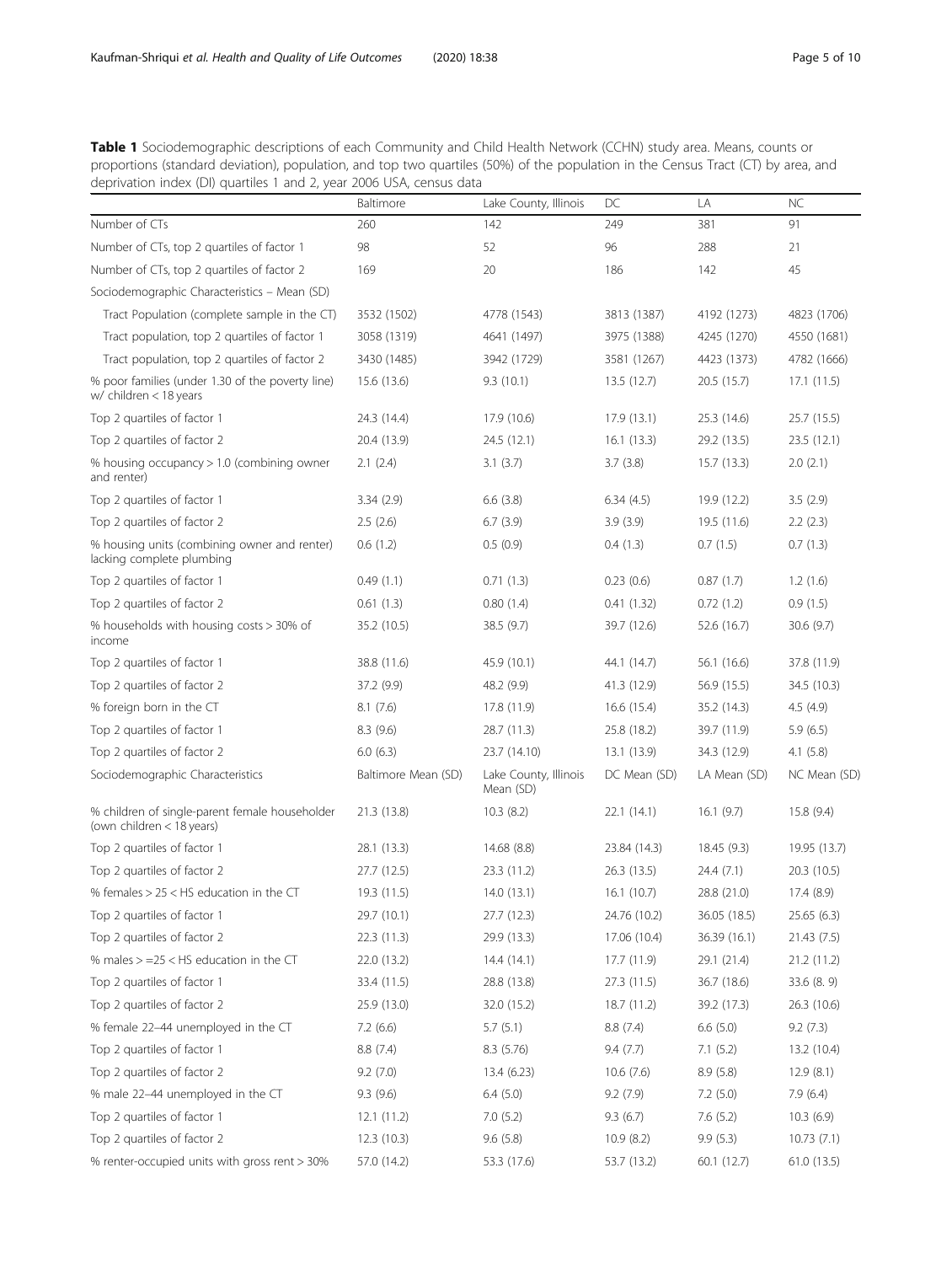**Table 1** Sociodemographic descriptions of each Community and Child Health Network (CCHN) study area. Means, counts or proportions (standard deviation), population, and top two quartiles (50%) of the population in the Census Tract (CT) by area, and deprivation index (DI) quartiles 1 and 2, year 2006 USA, census data

| | Baltimore | Lake County, Illinois | DC | LA | NC |
|---|---|---|---|---|---|
| Number of CTs | 260 | 142 | 249 | 381 | 91 |
| Number of CTs, top 2 quartiles of factor 1 | 98 | 52 | 96 | 288 | 21 |
| Number of CTs, top 2 quartiles of factor 2 | 169 | 20 | 186 | 142 | 45 |
| Sociodemographic Characteristics – Mean (SD) | | | | | |
| Tract Population (complete sample in the CT) | 3532 (1502) | 4778 (1543) | 3813 (1387) | 4192 (1273) | 4823 (1706) |
| Tract population, top 2 quartiles of factor 1 | 3058 (1319) | 4641 (1497) | 3975 (1388) | 4245 (1270) | 4550 (1681) |
| Tract population, top 2 quartiles of factor 2 | 3430 (1485) | 3942 (1729) | 3581 (1267) | 4423 (1373) | 4782 (1666) |
| % poor families (under 1.30 of the poverty line) w/ children < 18 years | 15.6 (13.6) | 9.3 (10.1) | 13.5 (12.7) | 20.5 (15.7) | 17.1 (11.5) |
| Top 2 quartiles of factor 1 | 24.3 (14.4) | 17.9 (10.6) | 17.9 (13.1) | 25.3 (14.6) | 25.7 (15.5) |
| Top 2 quartiles of factor 2 | 20.4 (13.9) | 24.5 (12.1) | 16.1 (13.3) | 29.2 (13.5) | 23.5 (12.1) |
| % housing occupancy > 1.0 (combining owner and renter) | 2.1 (2.4) | 3.1 (3.7) | 3.7 (3.8) | 15.7 (13.3) | 2.0 (2.1) |
| Top 2 quartiles of factor 1 | 3.34 (2.9) | 6.6 (3.8) | 6.34 (4.5) | 19.9 (12.2) | 3.5 (2.9) |
| Top 2 quartiles of factor 2 | 2.5 (2.6) | 6.7 (3.9) | 3.9 (3.9) | 19.5 (11.6) | 2.2 (2.3) |
| % housing units (combining owner and renter) lacking complete plumbing | 0.6 (1.2) | 0.5 (0.9) | 0.4 (1.3) | 0.7 (1.5) | 0.7 (1.3) |
| Top 2 quartiles of factor 1 | 0.49 (1.1) | 0.71 (1.3) | 0.23 (0.6) | 0.87 (1.7) | 1.2 (1.6) |
| Top 2 quartiles of factor 2 | 0.61 (1.3) | 0.80 (1.4) | 0.41 (1.32) | 0.72 (1.2) | 0.9 (1.5) |
| % households with housing costs > 30% of income | 35.2 (10.5) | 38.5 (9.7) | 39.7 (12.6) | 52.6 (16.7) | 30.6 (9.7) |
| Top 2 quartiles of factor 1 | 38.8 (11.6) | 45.9 (10.1) | 44.1 (14.7) | 56.1 (16.6) | 37.8 (11.9) |
| Top 2 quartiles of factor 2 | 37.2 (9.9) | 48.2 (9.9) | 41.3 (12.9) | 56.9 (15.5) | 34.5 (10.3) |
| % foreign born in the CT | 8.1 (7.6) | 17.8 (11.9) | 16.6 (15.4) | 35.2 (14.3) | 4.5 (4.9) |
| Top 2 quartiles of factor 1 | 8.3 (9.6) | 28.7 (11.3) | 25.8 (18.2) | 39.7 (11.9) | 5.9 (6.5) |
| Top 2 quartiles of factor 2 | 6.0 (6.3) | 23.7 (14.10) | 13.1 (13.9) | 34.3 (12.9) | 4.1 (5.8) |
| Sociodemographic Characteristics | Baltimore Mean (SD) | Lake County, Illinois Mean (SD) | DC Mean (SD) | LA Mean (SD) | NC Mean (SD) |
| % children of single-parent female householder (own children < 18 years) | 21.3 (13.8) | 10.3 (8.2) | 22.1 (14.1) | 16.1 (9.7) | 15.8 (9.4) |
| Top 2 quartiles of factor 1 | 28.1 (13.3) | 14.68 (8.8) | 23.84 (14.3) | 18.45 (9.3) | 19.95 (13.7) |
| Top 2 quartiles of factor 2 | 27.7 (12.5) | 23.3 (11.2) | 26.3 (13.5) | 24.4 (7.1) | 20.3 (10.5) |
| % females > 25 < HS education in the CT | 19.3 (11.5) | 14.0 (13.1) | 16.1 (10.7) | 28.8 (21.0) | 17.4 (8.9) |
| Top 2 quartiles of factor 1 | 29.7 (10.1) | 27.7 (12.3) | 24.76 (10.2) | 36.05 (18.5) | 25.65 (6.3) |
| Top 2 quartiles of factor 2 | 22.3 (11.3) | 29.9 (13.3) | 17.06 (10.4) | 36.39 (16.1) | 21.43 (7.5) |
| % males > =25 < HS education in the CT | 22.0 (13.2) | 14.4 (14.1) | 17.7 (11.9) | 29.1 (21.4) | 21.2 (11.2) |
| Top 2 quartiles of factor 1 | 33.4 (11.5) | 28.8 (13.8) | 27.3 (11.5) | 36.7 (18.6) | 33.6 (8. 9) |
| Top 2 quartiles of factor 2 | 25.9 (13.0) | 32.0 (15.2) | 18.7 (11.2) | 39.2 (17.3) | 26.3 (10.6) |
| % female 22–44 unemployed in the CT | 7.2 (6.6) | 5.7 (5.1) | 8.8 (7.4) | 6.6 (5.0) | 9.2 (7.3) |
| Top 2 quartiles of factor 1 | 8.8 (7.4) | 8.3 (5.76) | 9.4 (7.7) | 7.1 (5.2) | 13.2 (10.4) |
| Top 2 quartiles of factor 2 | 9.2 (7.0) | 13.4 (6.23) | 10.6 (7.6) | 8.9 (5.8) | 12.9 (8.1) |
| % male 22–44 unemployed in the CT | 9.3 (9.6) | 6.4 (5.0) | 9.2 (7.9) | 7.2 (5.0) | 7.9 (6.4) |
| Top 2 quartiles of factor 1 | 12.1 (11.2) | 7.0 (5.2) | 9.3 (6.7) | 7.6 (5.2) | 10.3 (6.9) |
| Top 2 quartiles of factor 2 | 12.3 (10.3) | 9.6 (5.8) | 10.9 (8.2) | 9.9 (5.3) | 10.73 (7.1) |
| % renter-occupied units with gross rent > 30% | 57.0 (14.2) | 53.3 (17.6) | 53.7 (13.2) | 60.1 (12.7) | 61.0 (13.5) |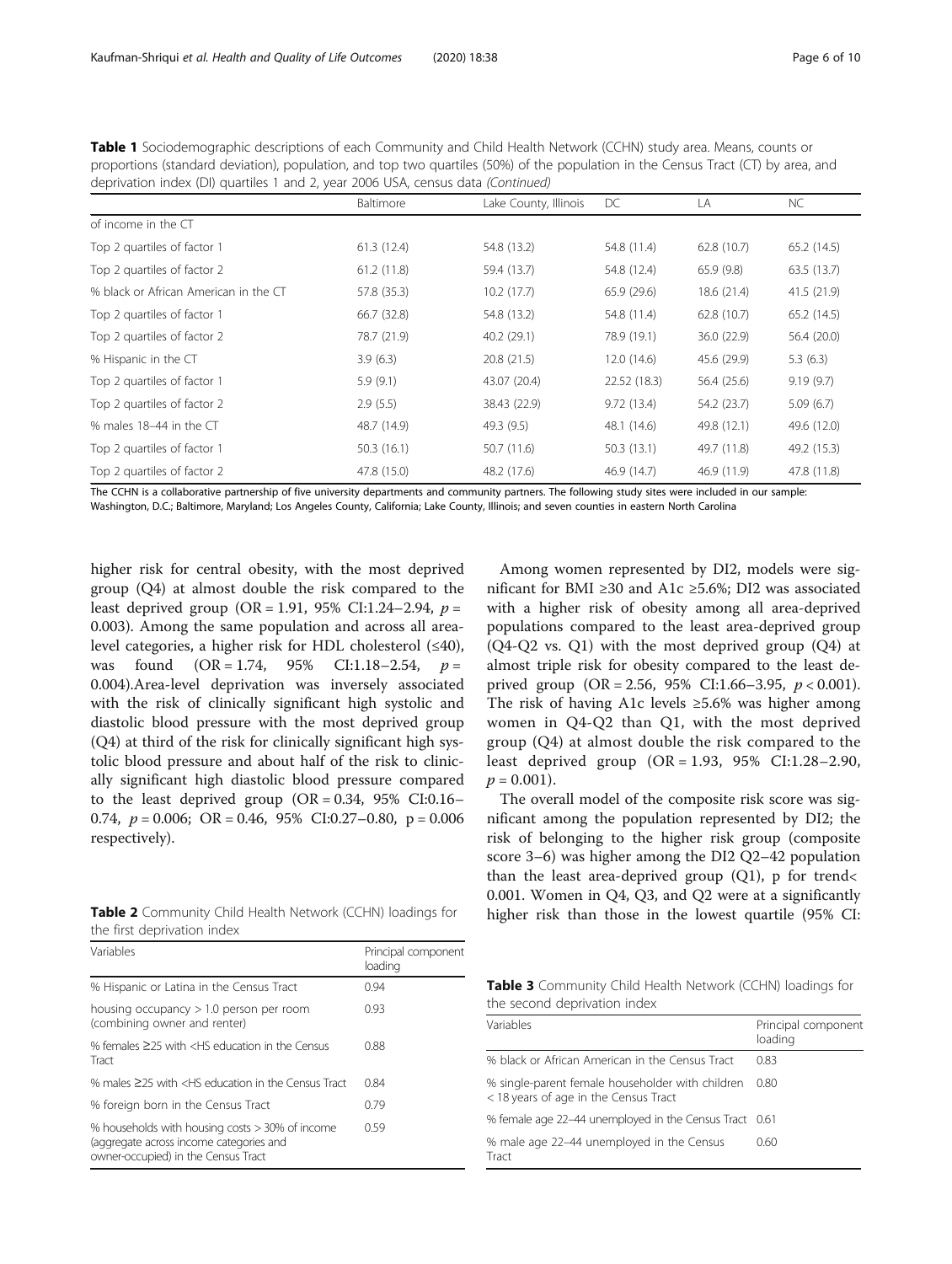**Table 1** Sociodemographic descriptions of each Community and Child Health Network (CCHN) study area. Means, counts or proportions (standard deviation), population, and top two quartiles (50%) of the population in the Census Tract (CT) by area, and deprivation index (DI) quartiles 1 and 2, year 2006 USA, census data *(Continued)*

| | Baltimore | Lake County, Illinois | DC | LA | NC |
|---|---|---|---|---|---|
| of income in the CT | | | | | |
| Top 2 quartiles of factor 1 | 61.3 (12.4) | 54.8 (13.2) | 54.8 (11.4) | 62.8 (10.7) | 65.2 (14.5) |
| Top 2 quartiles of factor 2 | 61.2 (11.8) | 59.4 (13.7) | 54.8 (12.4) | 65.9 (9.8) | 63.5 (13.7) |
| % black or African American in the CT | 57.8 (35.3) | 10.2 (17.7) | 65.9 (29.6) | 18.6 (21.4) | 41.5 (21.9) |
| Top 2 quartiles of factor 1 | 66.7 (32.8) | 54.8 (13.2) | 54.8 (11.4) | 62.8 (10.7) | 65.2 (14.5) |
| Top 2 quartiles of factor 2 | 78.7 (21.9) | 40.2 (29.1) | 78.9 (19.1) | 36.0 (22.9) | 56.4 (20.0) |
| % Hispanic in the CT | 3.9 (6.3) | 20.8 (21.5) | 12.0 (14.6) | 45.6 (29.9) | 5.3 (6.3) |
| Top 2 quartiles of factor 1 | 5.9 (9.1) | 43.07 (20.4) | 22.52 (18.3) | 56.4 (25.6) | 9.19 (9.7) |
| Top 2 quartiles of factor 2 | 2.9 (5.5) | 38.43 (22.9) | 9.72 (13.4) | 54.2 (23.7) | 5.09 (6.7) |
| % males 18–44 in the CT | 48.7 (14.9) | 49.3 (9.5) | 48.1 (14.6) | 49.8 (12.1) | 49.6 (12.0) |
| Top 2 quartiles of factor 1 | 50.3 (16.1) | 50.7 (11.6) | 50.3 (13.1) | 49.7 (11.8) | 49.2 (15.3) |
| Top 2 quartiles of factor 2 | 47.8 (15.0) | 48.2 (17.6) | 46.9 (14.7) | 46.9 (11.9) | 47.8 (11.8) |

The CCHN is a collaborative partnership of five university departments and community partners. The following study sites were included in our sample: Washington, D.C.; Baltimore, Maryland; Los Angeles County, California; Lake County, Illinois; and seven counties in eastern North Carolina

higher risk for central obesity, with the most deprived group (Q4) at almost double the risk compared to the least deprived group (OR = 1.91, 95% CI:1.24–2.94, $p = 0.003$). Among the same population and across all area-level categories, a higher risk for HDL cholesterol (≤40), was found (OR = 1.74, 95% CI:1.18–2.54, $p = 0.004$).Area-level deprivation was inversely associated with the risk of clinically significant high systolic and diastolic blood pressure with the most deprived group (Q4) at third of the risk for clinically significant high systolic blood pressure and about half of the risk to clinically significant high diastolic blood pressure compared to the least deprived group (OR = 0.34, 95% CI:0.16–0.74, $p = 0.006$; OR = 0.46, 95% CI:0.27–0.80, $p = 0.006$ respectively).

**Table 2** Community Child Health Network (CCHN) loadings for the first deprivation index

| Variables | Principal component loading |
|---|---|
| % Hispanic or Latina in the Census Tract | 0.94 |
| housing occupancy > 1.0 person per room (combining owner and renter) | 0.93 |
| % females ≥25 with <HS education in the Census Tract | 0.88 |
| % males ≥25 with <HS education in the Census Tract | 0.84 |
| % foreign born in the Census Tract | 0.79 |
| % households with housing costs > 30% of income (aggregate across income categories and owner-occupied) in the Census Tract | 0.59 |

Among women represented by DI2, models were significant for BMI ≥30 and A1c ≥5.6%; DI2 was associated with a higher risk of obesity among all area-deprived populations compared to the least area-deprived group (Q4-Q2 vs. Q1) with the most deprived group (Q4) at almost triple risk for obesity compared to the least deprived group (OR = 2.56, 95% CI:1.66–3.95, $p < 0.001$). The risk of having A1c levels ≥5.6% was higher among women in Q4-Q2 than Q1, with the most deprived group (Q4) at almost double the risk compared to the least deprived group (OR = 1.93, 95% CI:1.28–2.90, $p = 0.001$).

The overall model of the composite risk score was significant among the population represented by DI2; the risk of belonging to the higher risk group (composite score 3–6) was higher among the DI2 Q2–42 population than the least area-deprived group (Q1), p for trend< 0.001. Women in Q4, Q3, and Q2 were at a significantly higher risk than those in the lowest quartile (95% CI:

**Table 3** Community Child Health Network (CCHN) loadings for the second deprivation index

| Variables | Principal component loading |
|---|---|
| % black or African American in the Census Tract | 0.83 |
| % single-parent female householder with children < 18 years of age in the Census Tract | 0.80 |
| % female age 22–44 unemployed in the Census Tract | 0.61 |
| % male age 22–44 unemployed in the Census Tract | 0.60 |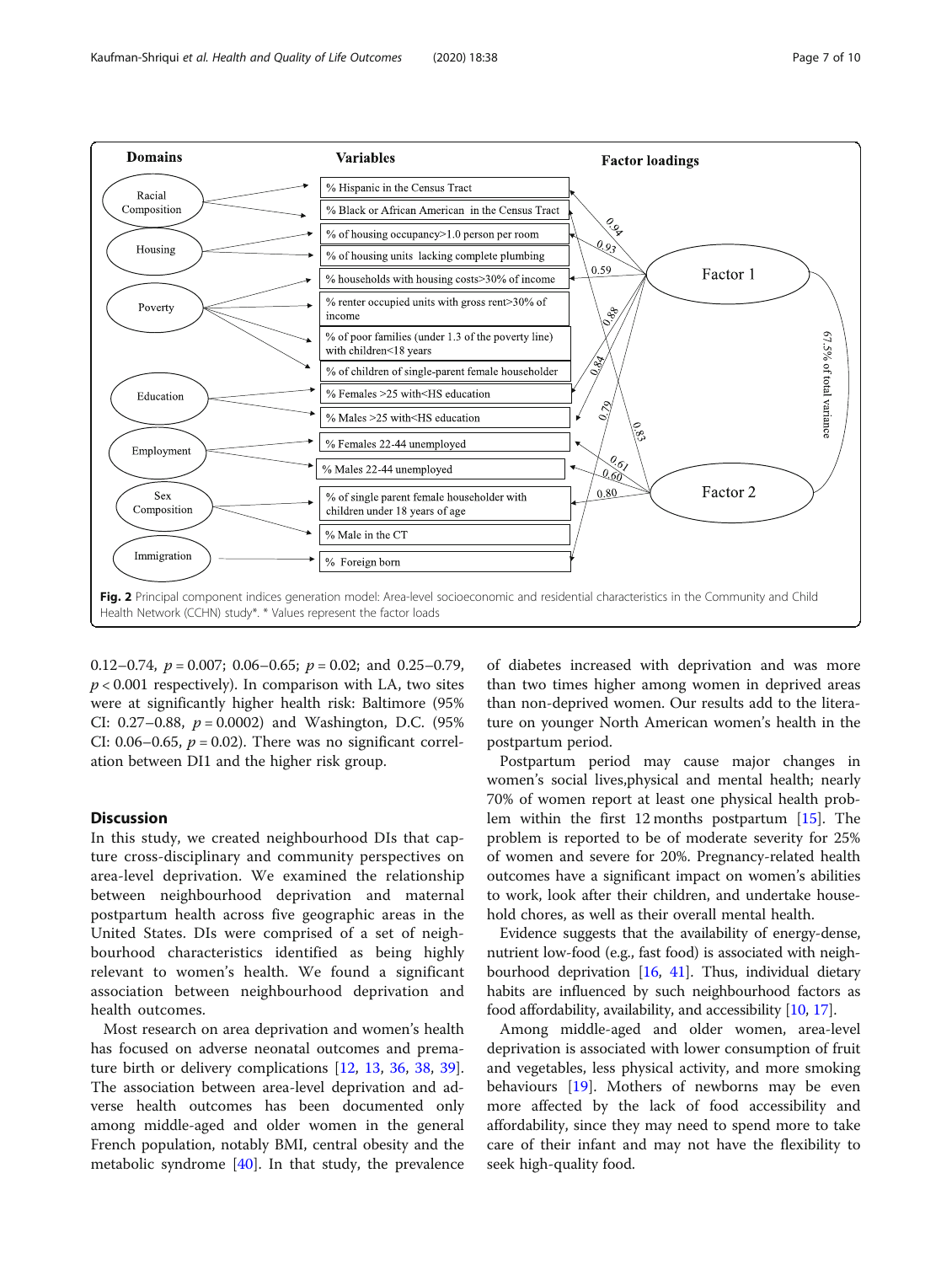Fig. 2 Principal component indices generation model: Area-level socioeconomic and residential characteristics in the Community and Child Health Network (CCHN) study*. * Values represent the factor loads

0.12–0.74, $p = 0.007$; 0.06–0.65; $p = 0.02$; and 0.25–0.79, $p < 0.001$ respectively). In comparison with LA, two sites were at significantly higher health risk: Baltimore (95% CI: 0.27–0.88, $p = 0.0002$) and Washington, D.C. (95% CI: 0.06–0.65, $p = 0.02$). There was no significant correlation between DI1 and the higher risk group.

## Discussion

In this study, we created neighbourhood DIs that capture cross-disciplinary and community perspectives on area-level deprivation. We examined the relationship between neighbourhood deprivation and maternal postpartum health across five geographic areas in the United States. DIs were comprised of a set of neighbourhood characteristics identified as being highly relevant to women's health. We found a significant association between neighbourhood deprivation and health outcomes.

Most research on area deprivation and women's health has focused on adverse neonatal outcomes and premature birth or delivery complications [12, 13, 36, 38, 39]. The association between area-level deprivation and adverse health outcomes has been documented only among middle-aged and older women in the general French population, notably BMI, central obesity and the metabolic syndrome [40]. In that study, the prevalence of diabetes increased with deprivation and was more than two times higher among women in deprived areas than non-deprived women. Our results add to the literature on younger North American women's health in the postpartum period.

Postpartum period may cause major changes in women's social lives,physical and mental health; nearly 70% of women report at least one physical health problem within the first 12 months postpartum [15]. The problem is reported to be of moderate severity for 25% of women and severe for 20%. Pregnancy-related health outcomes have a significant impact on women's abilities to work, look after their children, and undertake household chores, as well as their overall mental health.

Evidence suggests that the availability of energy-dense, nutrient low-food (e.g., fast food) is associated with neighbourhood deprivation [16, 41]. Thus, individual dietary habits are influenced by such neighbourhood factors as food affordability, availability, and accessibility [10, 17].

Among middle-aged and older women, area-level deprivation is associated with lower consumption of fruit and vegetables, less physical activity, and more smoking behaviours [19]. Mothers of newborns may be even more affected by the lack of food accessibility and affordability, since they may need to spend more to take care of their infant and may not have the flexibility to seek high-quality food.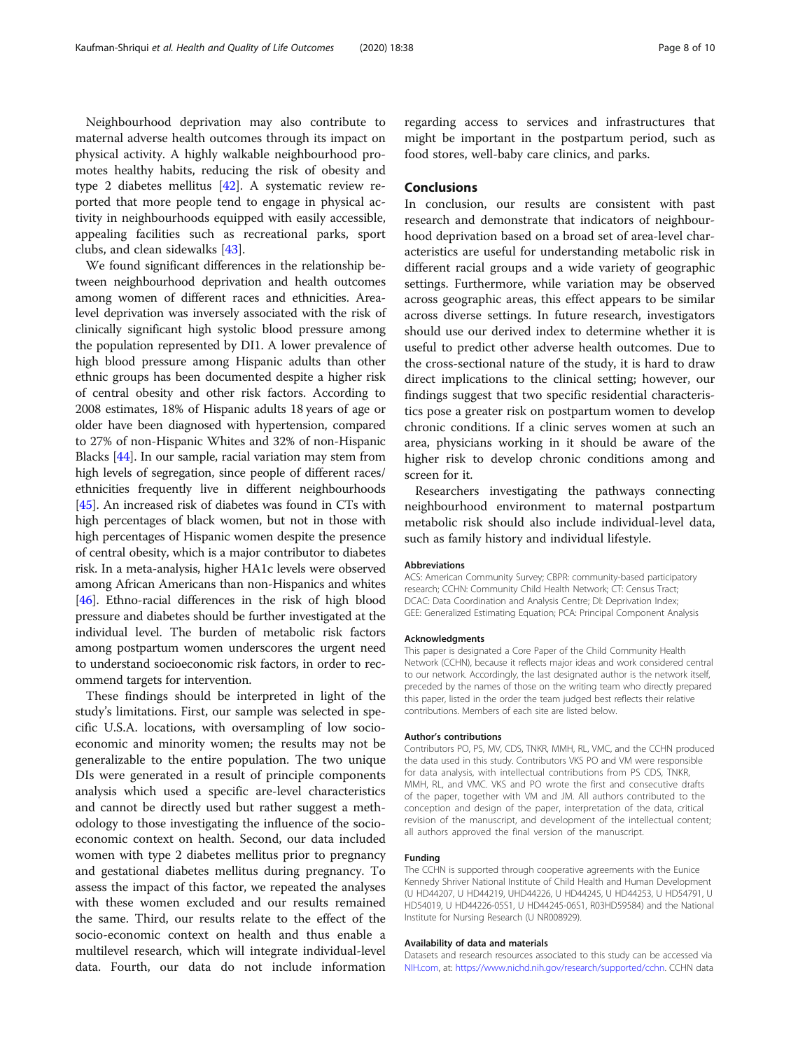Neighbourhood deprivation may also contribute to maternal adverse health outcomes through its impact on physical activity. A highly walkable neighbourhood promotes healthy habits, reducing the risk of obesity and type 2 diabetes mellitus [42]. A systematic review reported that more people tend to engage in physical activity in neighbourhoods equipped with easily accessible, appealing facilities such as recreational parks, sport clubs, and clean sidewalks [43].

We found significant differences in the relationship between neighbourhood deprivation and health outcomes among women of different races and ethnicities. Area-level deprivation was inversely associated with the risk of clinically significant high systolic blood pressure among the population represented by DI1. A lower prevalence of high blood pressure among Hispanic adults than other ethnic groups has been documented despite a higher risk of central obesity and other risk factors. According to 2008 estimates, 18% of Hispanic adults 18 years of age or older have been diagnosed with hypertension, compared to 27% of non-Hispanic Whites and 32% of non-Hispanic Blacks [44]. In our sample, racial variation may stem from high levels of segregation, since people of different races/ethnicities frequently live in different neighbourhoods [45]. An increased risk of diabetes was found in CTs with high percentages of black women, but not in those with high percentages of Hispanic women despite the presence of central obesity, which is a major contributor to diabetes risk. In a meta-analysis, higher HA1c levels were observed among African Americans than non-Hispanics and whites [46]. Ethno-racial differences in the risk of high blood pressure and diabetes should be further investigated at the individual level. The burden of metabolic risk factors among postpartum women underscores the urgent need to understand socioeconomic risk factors, in order to recommend targets for intervention.

These findings should be interpreted in light of the study's limitations. First, our sample was selected in specific U.S.A. locations, with oversampling of low socioeconomic and minority women; the results may not be generalizable to the entire population. The two unique DIs were generated in a result of principle components analysis which used a specific are-level characteristics and cannot be directly used but rather suggest a methodology to those investigating the influence of the socioeconomic context on health. Second, our data included women with type 2 diabetes mellitus prior to pregnancy and gestational diabetes mellitus during pregnancy. To assess the impact of this factor, we repeated the analyses with these women excluded and our results remained the same. Third, our results relate to the effect of the socio-economic context on health and thus enable a multilevel research, which will integrate individual-level data. Fourth, our data do not include information regarding access to services and infrastructures that might be important in the postpartum period, such as food stores, well-baby care clinics, and parks.

## Conclusions

In conclusion, our results are consistent with past research and demonstrate that indicators of neighbourhood deprivation based on a broad set of area-level characteristics are useful for understanding metabolic risk in different racial groups and a wide variety of geographic settings. Furthermore, while variation may be observed across geographic areas, this effect appears to be similar across diverse settings. In future research, investigators should use our derived index to determine whether it is useful to predict other adverse health outcomes. Due to the cross-sectional nature of the study, it is hard to draw direct implications to the clinical setting; however, our findings suggest that two specific residential characteristics pose a greater risk on postpartum women to develop chronic conditions. If a clinic serves women at such an area, physicians working in it should be aware of the higher risk to develop chronic conditions among and screen for it.

Researchers investigating the pathways connecting neighbourhood environment to maternal postpartum metabolic risk should also include individual-level data, such as family history and individual lifestyle.

#### Abbreviations

ACS: American Community Survey; CBPR: community-based participatory research; CCHN: Community Child Health Network; CT: Census Tract; DCAC: Data Coordination and Analysis Centre; DI: Deprivation Index; GEE: Generalized Estimating Equation; PCA: Principal Component Analysis

#### Acknowledgments

This paper is designated a Core Paper of the Child Community Health Network (CCHN), because it reflects major ideas and work considered central to our network. Accordingly, the last designated author is the network itself, preceded by the names of those on the writing team who directly prepared this paper, listed in the order the team judged best reflects their relative contributions. Members of each site are listed below.

#### Author's contributions

Contributors PO, PS, MV, CDS, TNKR, MMH, RL, VMC, and the CCHN produced the data used in this study. Contributors VKS PO and VM were responsible for data analysis, with intellectual contributions from PS CDS, TNKR, MMH, RL, and VMC. VKS and PO wrote the first and consecutive drafts of the paper, together with VM and JM. All authors contributed to the conception and design of the paper, interpretation of the data, critical revision of the manuscript, and development of the intellectual content; all authors approved the final version of the manuscript.

#### Funding

The CCHN is supported through cooperative agreements with the Eunice Kennedy Shriver National Institute of Child Health and Human Development (U HD44207, U HD44219, UHD44226, U HD44245, U HD44253, U HD54791, U HD54019, U HD44226-05S1, U HD44245-06S1, R03HD59584) and the National Institute for Nursing Research (U NR008929).

#### Availability of data and materials

Datasets and research resources associated to this study can be accessed via NIH.com, at: https://www.nichd.nih.gov/research/supported/cchn. CCHN data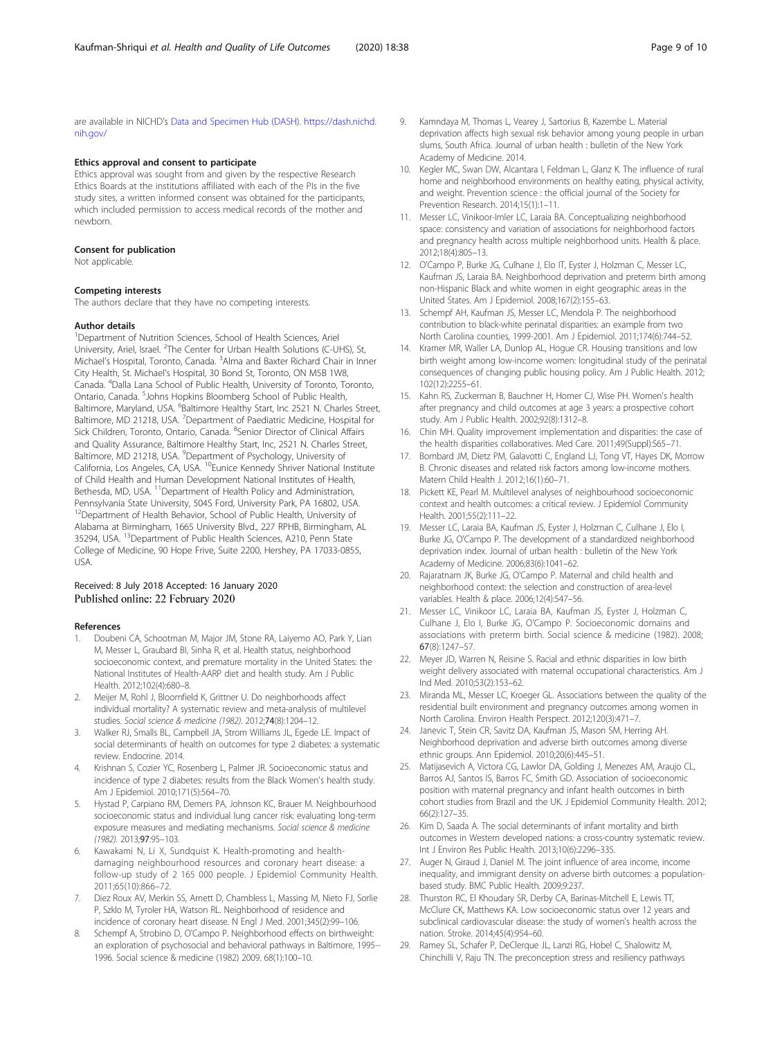are available in NICHD's Data and Specimen Hub (DASH). https://dash.nichd.nih.gov/

#### Ethics approval and consent to participate
Ethics approval was sought from and given by the respective Research Ethics Boards at the institutions affiliated with each of the PIs in the five study sites, a written informed consent was obtained for the participants, which included permission to access medical records of the mother and newborn.

#### Consent for publication
Not applicable.

#### Competing interests
The authors declare that they have no competing interests.

#### Author details
[1]Department of Nutrition Sciences, School of Health Sciences, Ariel University, Ariel, Israel. [2]The Center for Urban Health Solutions (C-UHS), St, Michael's Hospital, Toronto, Canada. [3]Alma and Baxter Richard Chair in Inner City Health, St. Michael's Hospital, 30 Bond St, Toronto, ON M5B 1W8, Canada. [4]Dalla Lana School of Public Health, University of Toronto, Toronto, Ontario, Canada. [5]Johns Hopkins Bloomberg School of Public Health, Baltimore, Maryland, USA. [6]Baltimore Healthy Start, Inc 2521 N. Charles Street, Baltimore, MD 21218, USA. [7]Department of Paediatric Medicine, Hospital for Sick Children, Toronto, Ontario, Canada. [8]Senior Director of Clinical Affairs and Quality Assurance, Baltimore Healthy Start, Inc, 2521 N. Charles Street, Baltimore, MD 21218, USA. [9]Department of Psychology, University of California, Los Angeles, CA, USA. [10]Eunice Kennedy Shriver National Institute of Child Health and Human Development National Institutes of Health, Bethesda, MD, USA. [11]Department of Health Policy and Administration, Pennsylvania State University, 504S Ford, University Park, PA 16802, USA. [12]Department of Health Behavior, School of Public Health, University of Alabama at Birmingham, 1665 University Blvd., 227 RPHB, Birmingham, AL 35294, USA. [13]Department of Public Health Sciences, A210, Penn State College of Medicine, 90 Hope Frive, Suite 2200, Hershey, PA 17033-0855, USA.

Received: 8 July 2018 Accepted: 16 January 2020
Published online: 22 February 2020

#### References
1. Doubeni CA, Schootman M, Major JM, Stone RA, Laiyemo AO, Park Y, Lian M, Messer L, Graubard BI, Sinha R, et al. Health status, neighborhood socioeconomic context, and premature mortality in the United States: the National Institutes of Health-AARP diet and health study. Am J Public Health. 2012;102(4):680–8.
2. Meijer M, Rohl J, Bloomfield K, Grittner U. Do neighborhoods affect individual mortality? A systematic review and meta-analysis of multilevel studies. *Social science & medicine (1982)*. 2012;**74**(8):1204–12.
3. Walker RJ, Smalls BL, Campbell JA, Strom Williams JL, Egede LE. Impact of social determinants of health on outcomes for type 2 diabetes: a systematic review. Endocrine. 2014.
4. Krishnan S, Cozier YC, Rosenberg L, Palmer JR. Socioeconomic status and incidence of type 2 diabetes: results from the Black Women's health study. Am J Epidemiol. 2010;171(5):564–70.
5. Hystad P, Carpiano RM, Demers PA, Johnson KC, Brauer M. Neighbourhood socioeconomic status and individual lung cancer risk: evaluating long-term exposure measures and mediating mechanisms. *Social science & medicine (1982)*. 2013;**97**:95–103.
6. Kawakami N, Li X, Sundquist K. Health-promoting and health-damaging neighbourhood resources and coronary heart disease: a follow-up study of 2 165 000 people. J Epidemiol Community Health. 2011;65(10):866–72.
7. Diez Roux AV, Merkin SS, Arnett D, Chambless L, Massing M, Nieto FJ, Sorlie P, Szklo M, Tyroler HA, Watson RL. Neighborhood of residence and incidence of coronary heart disease. N Engl J Med. 2001;345(2):99–106.
8. Schempf A, Strobino D, O'Campo P. Neighborhood effects on birthweight: an exploration of psychosocial and behavioral pathways in Baltimore, 1995--1996. Social science & medicine (1982) 2009. 68(1):100–10.
9. Kamndaya M, Thomas L, Vearey J, Sartorius B, Kazembe L. Material deprivation affects high sexual risk behavior among young people in urban slums, South Africa. Journal of urban health : bulletin of the New York Academy of Medicine. 2014.
10. Kegler MC, Swan DW, Alcantara I, Feldman L, Glanz K. The influence of rural home and neighborhood environments on healthy eating, physical activity, and weight. Prevention science : the official journal of the Society for Prevention Research. 2014;15(1):1–11.
11. Messer LC, Vinikoor-Imler LC, Laraia BA. Conceptualizing neighborhood space: consistency and variation of associations for neighborhood factors and pregnancy health across multiple neighborhood units. Health & place. 2012;18(4):805–13.
12. O'Campo P, Burke JG, Culhane J, Elo IT, Eyster J, Holzman C, Messer LC, Kaufman JS, Laraia BA. Neighborhood deprivation and preterm birth among non-Hispanic Black and white women in eight geographic areas in the United States. Am J Epidemiol. 2008;167(2):155–63.
13. Schempf AH, Kaufman JS, Messer LC, Mendola P. The neighborhood contribution to black-white perinatal disparities: an example from two North Carolina counties, 1999-2001. Am J Epidemiol. 2011;174(6):744–52.
14. Kramer MR, Waller LA, Dunlop AL, Hogue CR. Housing transitions and low birth weight among low-income women: longitudinal study of the perinatal consequences of changing public housing policy. Am J Public Health. 2012; 102(12):2255–61.
15. Kahn RS, Zuckerman B, Bauchner H, Homer CJ, Wise PH. Women's health after pregnancy and child outcomes at age 3 years: a prospective cohort study. Am J Public Health. 2002;92(8):1312–8.
16. Chin MH. Quality improvement implementation and disparities: the case of the health disparities collaboratives. Med Care. 2011;49(Suppl):S65–71.
17. Bombard JM, Dietz PM, Galavotti C, England LJ, Tong VT, Hayes DK, Morrow B. Chronic diseases and related risk factors among low-income mothers. Matern Child Health J. 2012;16(1):60–71.
18. Pickett KE, Pearl M. Multilevel analyses of neighbourhood socioeconomic context and health outcomes: a critical review. J Epidemiol Community Health. 2001;55(2):111–22.
19. Messer LC, Laraia BA, Kaufman JS, Eyster J, Holzman C, Culhane J, Elo I, Burke JG, O'Campo P. The development of a standardized neighborhood deprivation index. Journal of urban health : bulletin of the New York Academy of Medicine. 2006;83(6):1041–62.
20. Rajaratnam JK, Burke JG, O'Campo P. Maternal and child health and neighborhood context: the selection and construction of area-level variables. Health & place. 2006;12(4):547–56.
21. Messer LC, Vinikoor LC, Laraia BA, Kaufman JS, Eyster J, Holzman C, Culhane J, Elo I, Burke JG, O'Campo P. Socioeconomic domains and associations with preterm birth. Social science & medicine (1982). 2008; **67**(8):1247–57.
22. Meyer JD, Warren N, Reisine S. Racial and ethnic disparities in low birth weight delivery associated with maternal occupational characteristics. Am J Ind Med. 2010;53(2):153–62.
23. Miranda ML, Messer LC, Kroeger GL. Associations between the quality of the residential built environment and pregnancy outcomes among women in North Carolina. Environ Health Perspect. 2012;120(3):471–7.
24. Janevic T, Stein CR, Savitz DA, Kaufman JS, Mason SM, Herring AH. Neighborhood deprivation and adverse birth outcomes among diverse ethnic groups. Ann Epidemiol. 2010;20(6):445–51.
25. Matijasevich A, Victora CG, Lawlor DA, Golding J, Menezes AM, Araujo CL, Barros AJ, Santos IS, Barros FC, Smith GD. Association of socioeconomic position with maternal pregnancy and infant health outcomes in birth cohort studies from Brazil and the UK. J Epidemiol Community Health. 2012; 66(2):127–35.
26. Kim D, Saada A. The social determinants of infant mortality and birth outcomes in Western developed nations: a cross-country systematic review. Int J Environ Res Public Health. 2013;10(6):2296–335.
27. Auger N, Giraud J, Daniel M. The joint influence of area income, income inequality, and immigrant density on adverse birth outcomes: a population-based study. BMC Public Health. 2009;9:237.
28. Thurston RC, El Khoudary SR, Derby CA, Barinas-Mitchell E, Lewis TT, McClure CK, Matthews KA. Low socioeconomic status over 12 years and subclinical cardiovascular disease: the study of women's health across the nation. Stroke. 2014;45(4):954–60.
29. Ramey SL, Schafer P, DeClerque JL, Lanzi RG, Hobel C, Shalowitz M, Chinchilli V, Raju TN. The preconception stress and resiliency pathways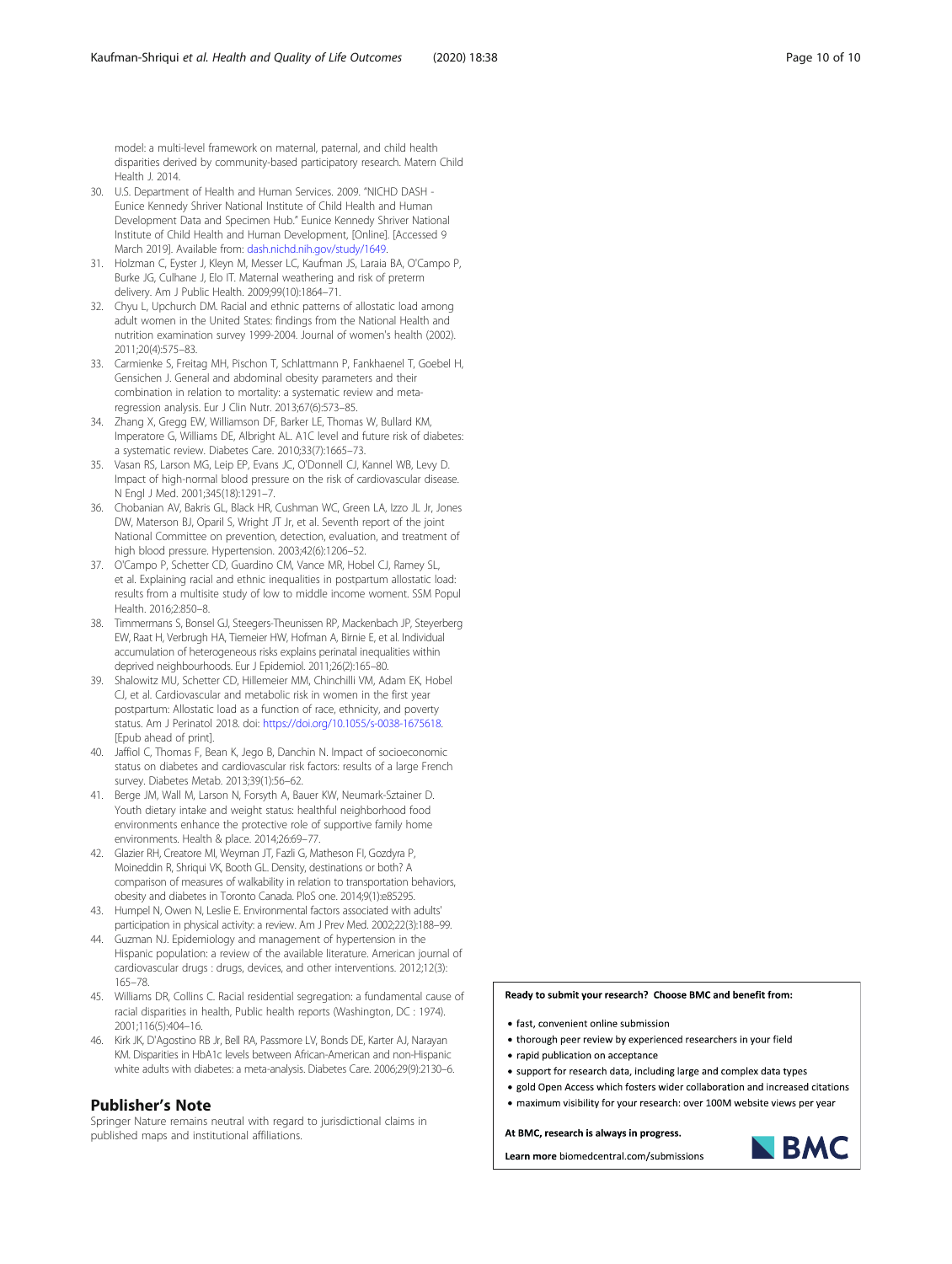model: a multi-level framework on maternal, paternal, and child health disparities derived by community-based participatory research. Matern Child Health J. 2014.

30. U.S. Department of Health and Human Services. 2009. "NICHD DASH - Eunice Kennedy Shriver National Institute of Child Health and Human Development Data and Specimen Hub." Eunice Kennedy Shriver National Institute of Child Health and Human Development, [Online]. [Accessed 9 March 2019]. Available from: dash.nichd.nih.gov/study/1649.
31. Holzman C, Eyster J, Kleyn M, Messer LC, Kaufman JS, Laraia BA, O'Campo P, Burke JG, Culhane J, Elo IT. Maternal weathering and risk of preterm delivery. Am J Public Health. 2009;99(10):1864–71.
32. Chyu L, Upchurch DM. Racial and ethnic patterns of allostatic load among adult women in the United States: findings from the National Health and nutrition examination survey 1999-2004. Journal of women's health (2002). 2011;20(4):575–83.
33. Carmienke S, Freitag MH, Pischon T, Schlattmann P, Fankhaenel T, Goebel H, Gensichen J. General and abdominal obesity parameters and their combination in relation to mortality: a systematic review and meta-regression analysis. Eur J Clin Nutr. 2013;67(6):573–85.
34. Zhang X, Gregg EW, Williamson DF, Barker LE, Thomas W, Bullard KM, Imperatore G, Williams DE, Albright AL. A1C level and future risk of diabetes: a systematic review. Diabetes Care. 2010;33(7):1665–73.
35. Vasan RS, Larson MG, Leip EP, Evans JC, O'Donnell CJ, Kannel WB, Levy D. Impact of high-normal blood pressure on the risk of cardiovascular disease. N Engl J Med. 2001;345(18):1291–7.
36. Chobanian AV, Bakris GL, Black HR, Cushman WC, Green LA, Izzo JL Jr, Jones DW, Materson BJ, Oparil S, Wright JT Jr, et al. Seventh report of the joint National Committee on prevention, detection, evaluation, and treatment of high blood pressure. Hypertension. 2003;42(6):1206–52.
37. O'Campo P, Schetter CD, Guardino CM, Vance MR, Hobel CJ, Ramey SL, et al. Explaining racial and ethnic inequalities in postpartum allostatic load: results from a multisite study of low to middle income woment. SSM Popul Health. 2016;2:850–8.
38. Timmermans S, Bonsel GJ, Steegers-Theunissen RP, Mackenbach JP, Steyerberg EW, Raat H, Verbrugh HA, Tiemeier HW, Hofman A, Birnie E, et al. Individual accumulation of heterogeneous risks explains perinatal inequalities within deprived neighbourhoods. Eur J Epidemiol. 2011;26(2):165–80.
39. Shalowitz MU, Schetter CD, Hillemeier MM, Chinchilli VM, Adam EK, Hobel CJ, et al. Cardiovascular and metabolic risk in women in the first year postpartum: Allostatic load as a function of race, ethnicity, and poverty status. Am J Perinatol 2018. doi: https://doi.org/10.1055/s-0038-1675618. [Epub ahead of print].
40. Jaffiol C, Thomas F, Bean K, Jego B, Danchin N. Impact of socioeconomic status on diabetes and cardiovascular risk factors: results of a large French survey. Diabetes Metab. 2013;39(1):56–62.
41. Berge JM, Wall M, Larson N, Forsyth A, Bauer KW, Neumark-Sztainer D. Youth dietary intake and weight status: healthful neighborhood food environments enhance the protective role of supportive family home environments. Health & place. 2014;26:69–77.
42. Glazier RH, Creatore MI, Weyman JT, Fazli G, Matheson FI, Gozdyra P, Moineddin R, Shriqui VK, Booth GL. Density, destinations or both? A comparison of measures of walkability in relation to transportation behaviors, obesity and diabetes in Toronto Canada. PloS one. 2014;9(1):e85295.
43. Humpel N, Owen N, Leslie E. Environmental factors associated with adults' participation in physical activity: a review. Am J Prev Med. 2002;22(3):188–99.
44. Guzman NJ. Epidemiology and management of hypertension in the Hispanic population: a review of the available literature. American journal of cardiovascular drugs : drugs, devices, and other interventions. 2012;12(3): 165–78.
45. Williams DR, Collins C. Racial residential segregation: a fundamental cause of racial disparities in health. Public health reports (Washington, DC : 1974). 2001;116(5):404–16.
46. Kirk JK, D'Agostino RB Jr, Bell RA, Passmore LV, Bonds DE, Karter AJ, Narayan KM. Disparities in HbA1c levels between African-American and non-Hispanic white adults with diabetes: a meta-analysis. Diabetes Care. 2006;29(9):2130–6.

## Publisher's Note

Springer Nature remains neutral with regard to jurisdictional claims in published maps and institutional affiliations.

**Ready to submit your research? Choose BMC and benefit from:**

- fast, convenient online submission
- thorough peer review by experienced researchers in your field
- rapid publication on acceptance
- support for research data, including large and complex data types
- gold Open Access which fosters wider collaboration and increased citations
- maximum visibility for your research: over 100M website views per year

**At BMC, research is always in progress.**

**Learn more** biomedcentral.com/submissions

BMC